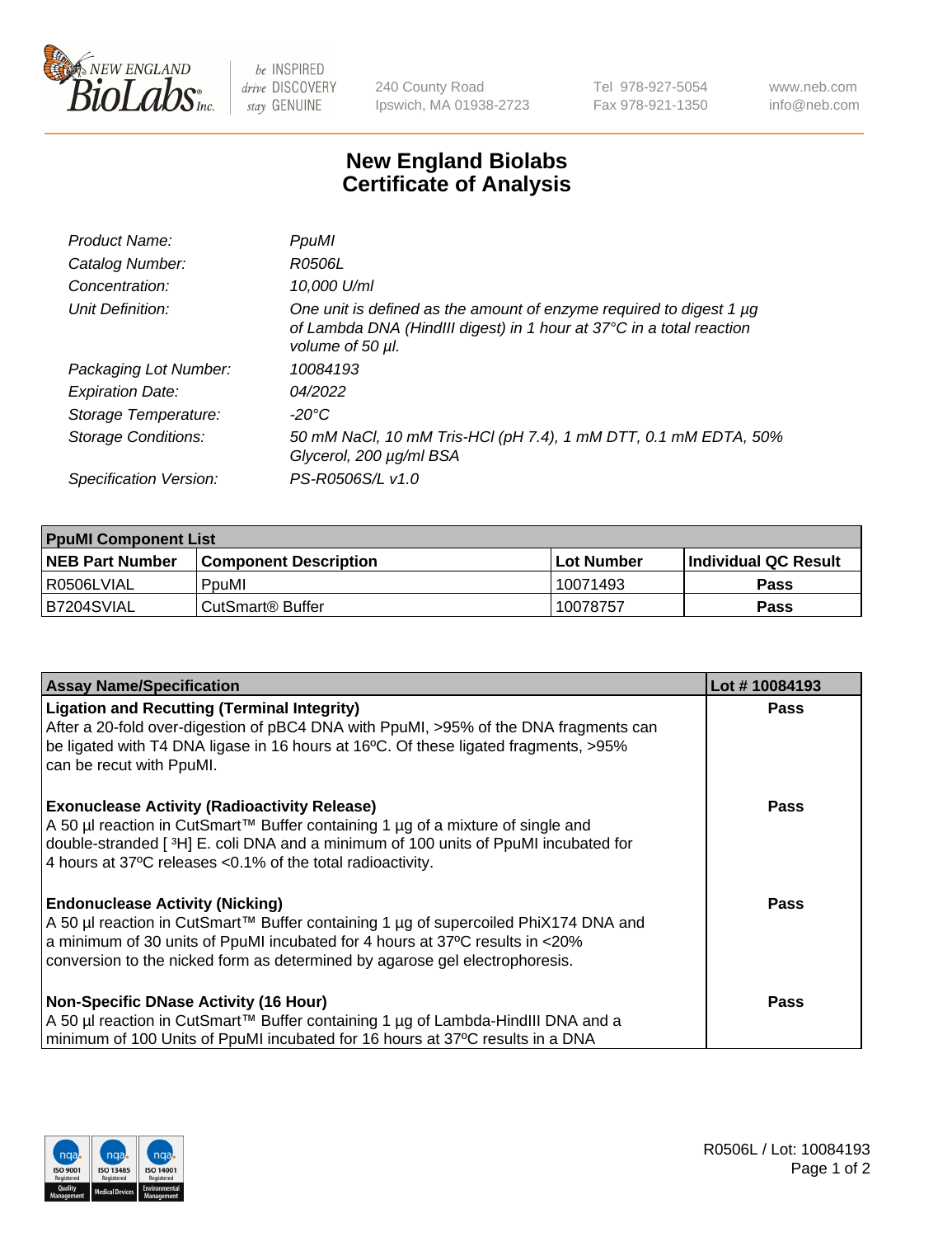# New England Biolabs Certificate of Analysis

| | |
|---|---|
| *Product Name:* | *PpuMI* |
| *Catalog Number:* | *R0506L* |
| *Concentration:* | *10,000 U/ml* |
| *Unit Definition:* | *One unit is defined as the amount of enzyme required to digest 1 µg of Lambda DNA (HindIII digest) in 1 hour at 37°C in a total reaction volume of 50 µl.* |
| *Packaging Lot Number:* | *10084193* |
| *Expiration Date:* | *04/2022* |
| *Storage Temperature:* | *-20°C* |
| *Storage Conditions:* | *50 mM NaCl, 10 mM Tris-HCl (pH 7.4), 1 mM DTT, 0.1 mM EDTA, 50% Glycerol, 200 µg/ml BSA* |
| *Specification Version:* | *PS-R0506S/L v1.0* |

| **PpuMI Component List** | | | |
|---|---|---|---|
| **NEB Part Number** | **Component Description** | **Lot Number** | **Individual QC Result** |
| R0506LVIAL | PpuMI | 10071493 | **Pass** |
| B7204SVIAL | CutSmart® Buffer | 10078757 | **Pass** |

| **Assay Name/Specification** | **Lot # 10084193** |
|---|---|
| **Ligation and Recutting (Terminal Integrity)** After a 20-fold over-digestion of pBC4 DNA with PpuMI, >95% of the DNA fragments can be ligated with T4 DNA ligase in 16 hours at 16ºC. Of these ligated fragments, >95% can be recut with PpuMI. | **Pass** |
| **Exonuclease Activity (Radioactivity Release)** A 50 µl reaction in CutSmart™ Buffer containing 1 µg of a mixture of single and double-stranded [ $^{3}$H] E. coli DNA and a minimum of 100 units of PpuMI incubated for 4 hours at 37ºC releases <0.1% of the total radioactivity. | **Pass** |
| **Endonuclease Activity (Nicking)** A 50 µl reaction in CutSmart™ Buffer containing 1 µg of supercoiled PhiX174 DNA and a minimum of 30 units of PpuMI incubated for 4 hours at 37ºC results in <20% conversion to the nicked form as determined by agarose gel electrophoresis. | **Pass** |
| **Non-Specific DNase Activity (16 Hour)** A 50 µl reaction in CutSmart™ Buffer containing 1 µg of Lambda-HindIII DNA and a minimum of 100 Units of PpuMI incubated for 16 hours at 37ºC results in a DNA | **Pass** |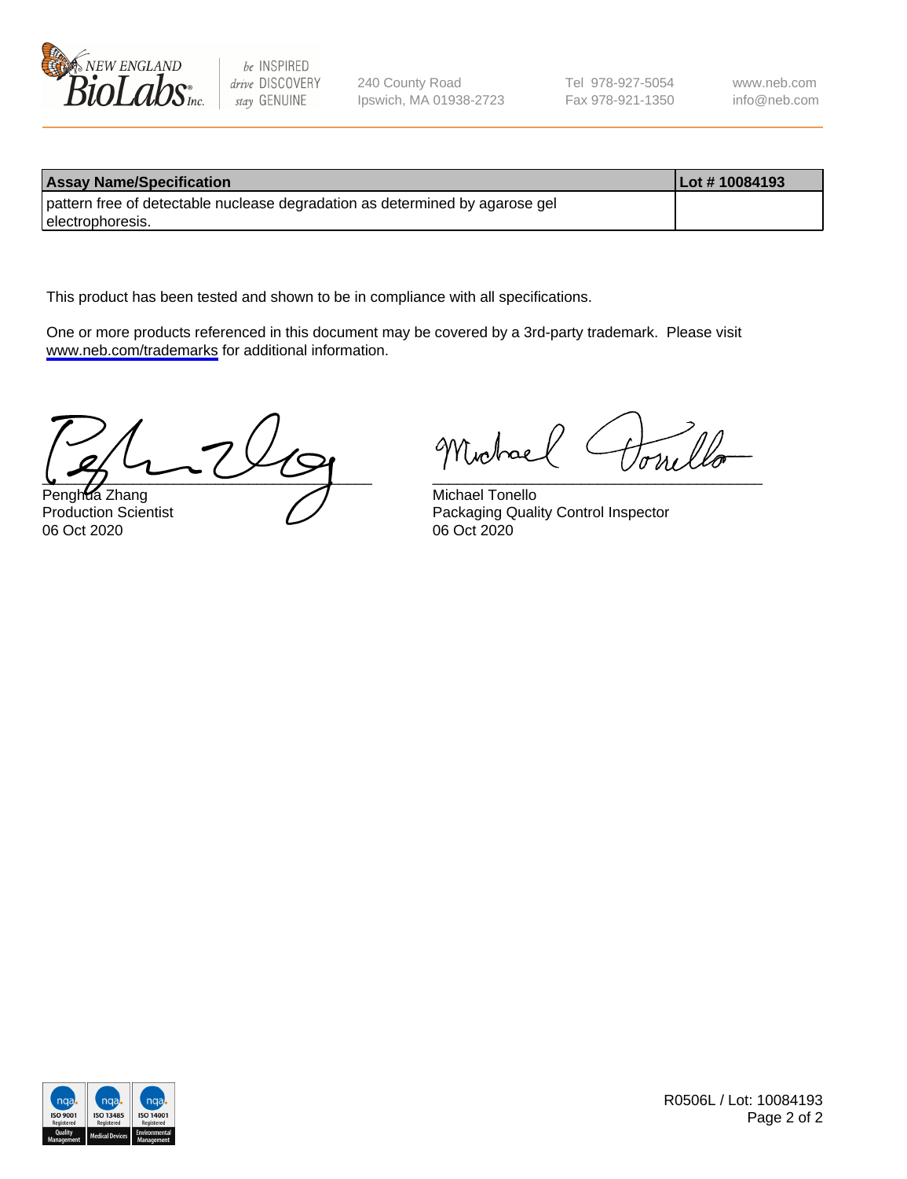| Assay Name/Specification | Lot # 10084193 |
|---|---|
| pattern free of detectable nuclease degradation as determined by agarose gel electrophoresis. | |

This product has been tested and shown to be in compliance with all specifications.

One or more products referenced in this document may be covered by a 3rd-party trademark. Please visit www.neb.com/trademarks for additional information.

Penghua Zhang
Production Scientist
06 Oct 2020

Michael Tonello
Packaging Quality Control Inspector
06 Oct 2020

R0506L / Lot: 10084193